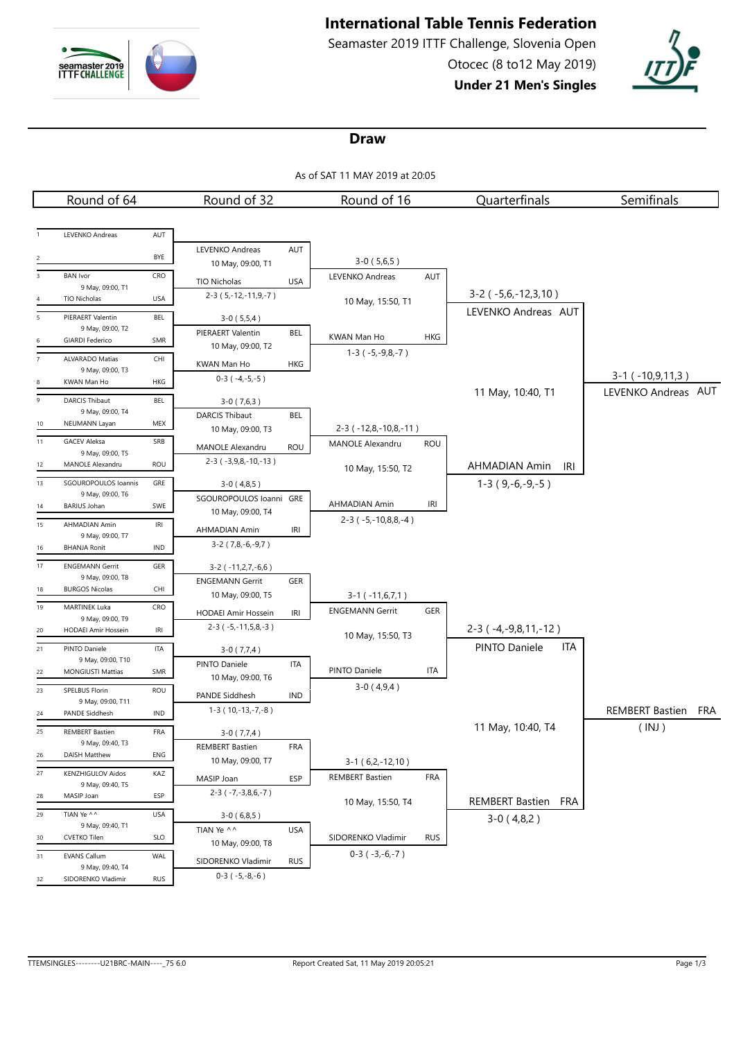# International Table Tennis Federation

Seamaster 2019 ITTF Challenge, Slovenia Open

Otocec (8 to12 May 2019)

**Under 21 Men's Singles**

## Draw

As of SAT 11 MAY 2019 at 20:05

### Round of 64

| # | Player | Assoc | Match |
|---|---|---|---|
| 1 | LEVENKO Andreas | AUT | |
| 2 | | BYE | |
| 3 | BAN Ivor | CRO | 9 May, 09:00, T1 |
| 4 | TIO Nicholas | USA | |
| 5 | PIERAERT Valentin | BEL | 9 May, 09:00, T2 |
| 6 | GIARDI Federico | SMR | |
| 7 | ALVARADO Matias | CHI | 9 May, 09:00, T3 |
| 8 | KWAN Man Ho | HKG | |
| 9 | DARCIS Thibaut | BEL | 9 May, 09:00, T4 |
| 10 | NEUMANN Layan | MEX | |
| 11 | GACEV Aleksa | SRB | 9 May, 09:00, T5 |
| 12 | MANOLE Alexandru | ROU | |
| 13 | SGOUROPOULOS Ioannis | GRE | 9 May, 09:00, T6 |
| 14 | BARIUS Johan | SWE | |
| 15 | AHMADIAN Amin | IRI | 9 May, 09:00, T7 |
| 16 | BHANJA Ronit | IND | |
| 17 | ENGEMANN Gerrit | GER | 9 May, 09:00, T8 |
| 18 | BURGOS Nicolas | CHI | |
| 19 | MARTINEK Luka | CRO | 9 May, 09:00, T9 |
| 20 | HODAEI Amir Hossein | IRI | |
| 21 | PINTO Daniele | ITA | 9 May, 09:00, T10 |
| 22 | MONGIUSTI Mattias | SMR | |
| 23 | SPELBUS Florin | ROU | 9 May, 09:00, T11 |
| 24 | PANDE Siddhesh | IND | |
| 25 | REMBERT Bastien | FRA | 9 May, 09:40, T3 |
| 26 | DAISH Matthew | ENG | |
| 27 | KENZHIGULOV Aidos | KAZ | 9 May, 09:40, T5 |
| 28 | MASIP Joan | ESP | |
| 29 | TIAN Ye ^^ | USA | 9 May, 09:40, T1 |
| 30 | CVETKO Tilen | SLO | |
| 31 | EVANS Callum | WAL | 9 May, 09:40, T4 |
| 32 | SIDORENKO Vladimir | RUS | |

### Round of 32

| Winner | Assoc | Score | Next match |
|---|---|---|---|
| LEVENKO Andreas | AUT | | 10 May, 09:00, T1 |
| TIO Nicholas | USA | 2-3 ( 5,-12,-11,9,-7 ) | |
| PIERAERT Valentin | BEL | 3-0 ( 5,5,4 ) | 10 May, 09:00, T2 |
| KWAN Man Ho | HKG | 0-3 ( -4,-5,-5 ) | |
| DARCIS Thibaut | BEL | 3-0 ( 7,6,3 ) | 10 May, 09:00, T3 |
| MANOLE Alexandru | ROU | 2-3 ( -3,9,8,-10,-13 ) | |
| SGOUROPOULOS Ioanni | GRE | 3-0 ( 4,8,5 ) | 10 May, 09:00, T4 |
| AHMADIAN Amin | IRI | 3-2 ( 7,8,-6,-9,7 ) | |
| ENGEMANN Gerrit | GER | 3-2 ( -11,2,7,-6,6 ) | 10 May, 09:00, T5 |
| HODAEI Amir Hossein | IRI | 2-3 ( -5,-11,5,8,-3 ) | |
| PINTO Daniele | ITA | 3-0 ( 7,7,4 ) | 10 May, 09:00, T6 |
| PANDE Siddhesh | IND | 1-3 ( 10,-13,-7,-8 ) | |
| REMBERT Bastien | FRA | 3-0 ( 7,7,4 ) | 10 May, 09:00, T7 |
| MASIP Joan | ESP | 2-3 ( -7,-3,8,6,-7 ) | |
| TIAN Ye ^^ | USA | 3-0 ( 6,8,5 ) | 10 May, 09:00, T8 |
| SIDORENKO Vladimir | RUS | 0-3 ( -5,-8,-6 ) | |

### Round of 16

| Winner | Assoc | Score | Next match |
|---|---|---|---|
| LEVENKO Andreas | AUT | 3-0 ( 5,6,5 ) | 10 May, 15:50, T1 |
| KWAN Man Ho | HKG | 1-3 ( -5,-9,8,-7 ) | |
| MANOLE Alexandru | ROU | 2-3 ( -12,8,-10,8,-11 ) | 10 May, 15:50, T2 |
| AHMADIAN Amin | IRI | 2-3 ( -5,-10,8,8,-4 ) | |
| ENGEMANN Gerrit | GER | 3-1 ( -11,6,7,1 ) | 10 May, 15:50, T3 |
| PINTO Daniele | ITA | 3-0 ( 4,9,4 ) | |
| REMBERT Bastien | FRA | 3-1 ( 6,2,-12,10 ) | 10 May, 15:50, T4 |
| SIDORENKO Vladimir | RUS | 0-3 ( -3,-6,-7 ) | |

### Quarterfinals

| Winner | Assoc | Score | Next match |
|---|---|---|---|
| LEVENKO Andreas | AUT | 3-2 ( -5,6,-12,3,10 ) | 11 May, 10:40, T1 |
| AHMADIAN Amin | IRI | 1-3 ( 9,-6,-9,-5 ) | |
| PINTO Daniele | ITA | 2-3 ( -4,-9,8,11,-12 ) | 11 May, 10:40, T4 |
| REMBERT Bastien | FRA | 3-0 ( 4,8,2 ) | |

### Semifinals

| Winner | Assoc | Score |
|---|---|---|
| LEVENKO Andreas | AUT | 3-1 ( -10,9,11,3 ) |
| REMBERT Bastien | FRA | ( INJ ) |

TTEMSINGLES--------U21BRC-MAIN----_75 6.0

Report Created Sat, 11 May 2019 20:05:21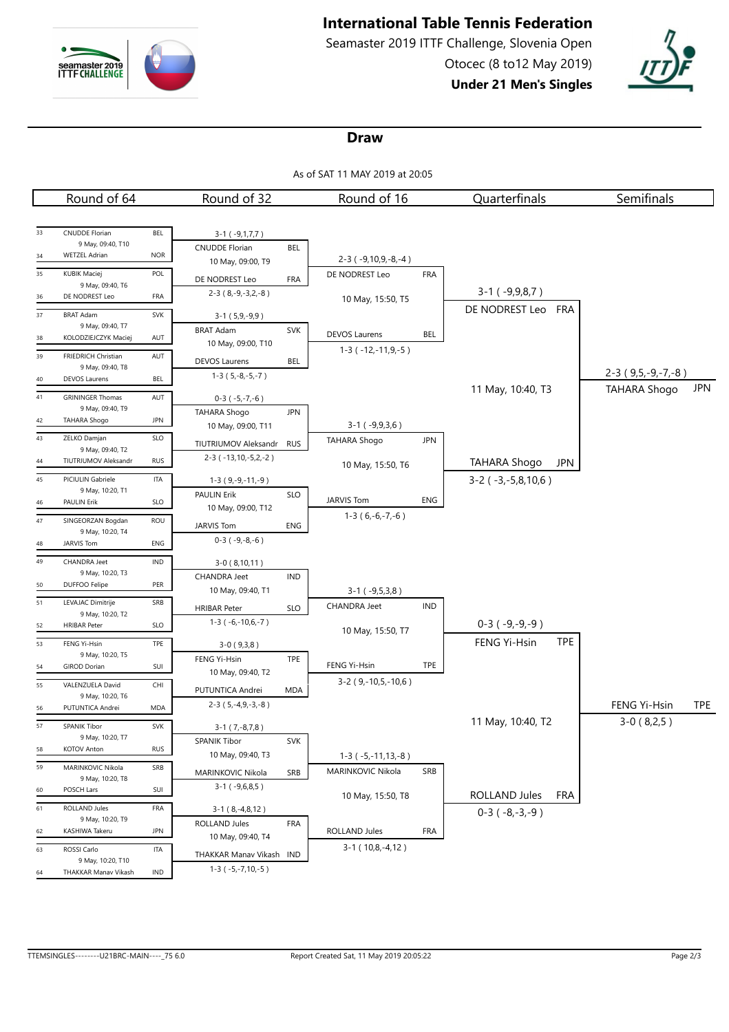# International Table Tennis Federation

Seamaster 2019 ITTF Challenge, Slovenia Open

Otocec (8 to12 May 2019)

**Under 21 Men's Singles**

## Draw

As of SAT 11 MAY 2019 at 20:05

### Round of 64

| # | Player | Assoc | Match info |
|---|---|---|---|
| 33 | CNUDDE Florian | BEL | 9 May, 09:40, T10 |
| 34 | WETZEL Adrian | NOR | |
| 35 | KUBIK Maciej | POL | 9 May, 09:40, T6 |
| 36 | DE NODREST Leo | FRA | |
| 37 | BRAT Adam | SVK | 9 May, 09:40, T7 |
| 38 | KOLODZIEJCZYK Maciej | AUT | |
| 39 | FRIEDRICH Christian | AUT | 9 May, 09:40, T8 |
| 40 | DEVOS Laurens | BEL | |
| 41 | GRININGER Thomas | AUT | 9 May, 09:40, T9 |
| 42 | TAHARA Shogo | JPN | |
| 43 | ZELKO Damjan | SLO | 9 May, 09:40, T2 |
| 44 | TIUTRIUMOV Aleksandr | RUS | |
| 45 | PICIULIN Gabriele | ITA | 9 May, 10:20, T1 |
| 46 | PAULIN Erik | SLO | |
| 47 | SINGEORZAN Bogdan | ROU | 9 May, 10:20, T4 |
| 48 | JARVIS Tom | ENG | |
| 49 | CHANDRA Jeet | IND | 9 May, 10:20, T3 |
| 50 | DUFFOO Felipe | PER | |
| 51 | LEVAJAC Dimitrije | SRB | 9 May, 10:20, T2 |
| 52 | HRIBAR Peter | SLO | |
| 53 | FENG Yi-Hsin | TPE | 9 May, 10:20, T5 |
| 54 | GIROD Dorian | SUI | |
| 55 | VALENZUELA David | CHI | 9 May, 10:20, T6 |
| 56 | PUTUNTICA Andrei | MDA | |
| 57 | SPANIK Tibor | SVK | 9 May, 10:20, T7 |
| 58 | KOTOV Anton | RUS | |
| 59 | MARINKOVIC Nikola | SRB | 9 May, 10:20, T8 |
| 60 | POSCH Lars | SUI | |
| 61 | ROLLAND Jules | FRA | 9 May, 10:20, T9 |
| 62 | KASHIWA Takeru | JPN | |
| 63 | ROSSI Carlo | ITA | 9 May, 10:20, T10 |
| 64 | THAKKAR Manav Vikash | IND | |

### Round of 32

| Winner | Assoc | Score | Next match |
|---|---|---|---|
| CNUDDE Florian | BEL | 3-1 ( -9,1,7,7 ) | 10 May, 09:00, T9 |
| DE NODREST Leo | FRA | 2-3 ( 8,-9,-3,2,-8 ) | |
| BRAT Adam | SVK | 3-1 ( 5,9,-9,9 ) | 10 May, 09:00, T10 |
| DEVOS Laurens | BEL | 1-3 ( 5,-8,-5,-7 ) | |
| TAHARA Shogo | JPN | 0-3 ( -5,-7,-6 ) | 10 May, 09:00, T11 |
| TIUTRIUMOV Aleksandr | RUS | 2-3 ( -13,10,-5,2,-2 ) | |
| PAULIN Erik | SLO | 1-3 ( 9,-9,-11,-9 ) | 10 May, 09:00, T12 |
| JARVIS Tom | ENG | 0-3 ( -9,-8,-6 ) | |
| CHANDRA Jeet | IND | 3-0 ( 8,10,11 ) | 10 May, 09:40, T1 |
| HRIBAR Peter | SLO | 1-3 ( -6,-10,6,-7 ) | |
| FENG Yi-Hsin | TPE | 3-0 ( 9,3,8 ) | 10 May, 09:40, T2 |
| PUTUNTICA Andrei | MDA | 2-3 ( 5,-4,9,-3,-8 ) | |
| SPANIK Tibor | SVK | 3-1 ( 7,-8,7,8 ) | 10 May, 09:40, T3 |
| MARINKOVIC Nikola | SRB | 3-1 ( -9,6,8,5 ) | |
| ROLLAND Jules | FRA | 3-1 ( 8,-4,8,12 ) | 10 May, 09:40, T4 |
| THAKKAR Manav Vikash | IND | 1-3 ( -5,-7,10,-5 ) | |

### Round of 16

| Winner | Assoc | Score | Next match |
|---|---|---|---|
| DE NODREST Leo | FRA | 2-3 ( -9,10,9,-8,-4 ) | 10 May, 15:50, T5 |
| DEVOS Laurens | BEL | 1-3 ( -12,-11,9,-5 ) | |
| TAHARA Shogo | JPN | 3-1 ( -9,9,3,6 ) | 10 May, 15:50, T6 |
| JARVIS Tom | ENG | 1-3 ( 6,-6,-7,-6 ) | |
| CHANDRA Jeet | IND | 3-1 ( -9,5,3,8 ) | 10 May, 15:50, T7 |
| FENG Yi-Hsin | TPE | 3-2 ( 9,-10,5,-10,6 ) | |
| MARINKOVIC Nikola | SRB | 1-3 ( -5,-11,13,-8 ) | 10 May, 15:50, T8 |
| ROLLAND Jules | FRA | 3-1 ( 10,8,-4,12 ) | |

### Quarterfinals

| Winner | Assoc | Score | Next match |
|---|---|---|---|
| DE NODREST Leo | FRA | 3-1 ( -9,9,8,7 ) | 11 May, 10:40, T3 |
| TAHARA Shogo | JPN | 3-2 ( -3,-5,8,10,6 ) | |
| FENG Yi-Hsin | TPE | 0-3 ( -9,-9,-9 ) | 11 May, 10:40, T2 |
| ROLLAND Jules | FRA | 0-3 ( -8,-3,-9 ) | |

### Semifinals

| Winner | Assoc | Score |
|---|---|---|
| TAHARA Shogo | JPN | 2-3 ( 9,5,-9,-7,-8 ) |
| FENG Yi-Hsin | TPE | 3-0 ( 8,2,5 ) |

TTEMSINGLES---------U21BRC-MAIN----_75 6.0 Report Created Sat, 11 May 2019 20:05:22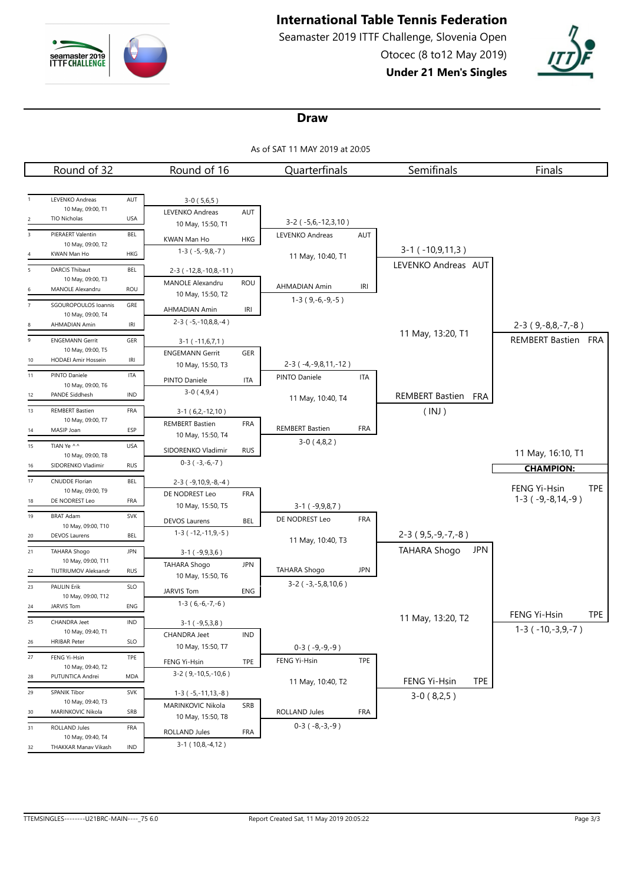# International Table Tennis Federation

Seamaster 2019 ITTF Challenge, Slovenia Open

Otocec (8 to12 May 2019)

**Under 21 Men's Singles**

## Draw

As of SAT 11 MAY 2019 at 20:05

### Round of 32

| # | Player | Assoc | Match |
|---|---|---|---|
| 1 | LEVENKO Andreas | AUT | 10 May, 09:00, T1 |
| 2 | TIO Nicholas | USA | |
| 3 | PIERAERT Valentin | BEL | 10 May, 09:00, T2 |
| 4 | KWAN Man Ho | HKG | |
| 5 | DARCIS Thibaut | BEL | 10 May, 09:00, T3 |
| 6 | MANOLE Alexandru | ROU | |
| 7 | SGOUROPOULOS Ioannis | GRE | 10 May, 09:00, T4 |
| 8 | AHMADIAN Amin | IRI | |
| 9 | ENGEMANN Gerrit | GER | 10 May, 09:00, T5 |
| 10 | HODAEI Amir Hossein | IRI | |
| 11 | PINTO Daniele | ITA | 10 May, 09:00, T6 |
| 12 | PANDE Siddhesh | IND | |
| 13 | REMBERT Bastien | FRA | 10 May, 09:00, T7 |
| 14 | MASIP Joan | ESP | |
| 15 | TIAN Ye ^^ | USA | 10 May, 09:00, T8 |
| 16 | SIDORENKO Vladimir | RUS | |
| 17 | CNUDDE Florian | BEL | 10 May, 09:00, T9 |
| 18 | DE NODREST Leo | FRA | |
| 19 | BRAT Adam | SVK | 10 May, 09:00, T10 |
| 20 | DEVOS Laurens | BEL | |
| 21 | TAHARA Shogo | JPN | 10 May, 09:00, T11 |
| 22 | TIUTRIUMOV Aleksandr | RUS | |
| 23 | PAULIN Erik | SLO | 10 May, 09:00, T12 |
| 24 | JARVIS Tom | ENG | |
| 25 | CHANDRA Jeet | IND | 10 May, 09:40, T1 |
| 26 | HRIBAR Peter | SLO | |
| 27 | FENG Yi-Hsin | TPE | 10 May, 09:40, T2 |
| 28 | PUTUNTICA Andrei | MDA | |
| 29 | SPANIK Tibor | SVK | 10 May, 09:40, T3 |
| 30 | MARINKOVIC Nikola | SRB | |
| 31 | ROLLAND Jules | FRA | 10 May, 09:40, T4 |
| 32 | THAKKAR Manav Vikash | IND | |

### Round of 16

| Winner | Assoc | Score | Match |
|---|---|---|---|
| LEVENKO Andreas | AUT | 3-0 ( 5,6,5 ) | 10 May, 15:50, T1 |
| KWAN Man Ho | HKG | 1-3 ( -5,-9,8,-7 ) | |
| MANOLE Alexandru | ROU | 2-3 ( -12,8,-10,8,-11 ) | 10 May, 15:50, T2 |
| AHMADIAN Amin | IRI | 2-3 ( -5,-10,8,8,-4 ) | |
| ENGEMANN Gerrit | GER | 3-1 ( -11,6,7,1 ) | 10 May, 15:50, T3 |
| PINTO Daniele | ITA | 3-0 ( 4,9,4 ) | |
| REMBERT Bastien | FRA | 3-1 ( 6,2,-12,10 ) | 10 May, 15:50, T4 |
| SIDORENKO Vladimir | RUS | 0-3 ( -3,-6,-7 ) | |
| DE NODREST Leo | FRA | 2-3 ( -9,10,9,-8,-4 ) | 10 May, 15:50, T5 |
| DEVOS Laurens | BEL | 1-3 ( -12,-11,9,-5 ) | |
| TAHARA Shogo | JPN | 3-1 ( -9,9,3,6 ) | 10 May, 15:50, T6 |
| JARVIS Tom | ENG | 1-3 ( 6,-6,-7,-6 ) | |
| CHANDRA Jeet | IND | 3-1 ( -9,5,3,8 ) | 10 May, 15:50, T7 |
| FENG Yi-Hsin | TPE | 3-2 ( 9,-10,5,-10,6 ) | |
| MARINKOVIC Nikola | SRB | 1-3 ( -5,-11,13,-8 ) | 10 May, 15:50, T8 |
| ROLLAND Jules | FRA | 3-1 ( 10,8,-4,12 ) | |

### Quarterfinals

| Winner | Assoc | Score | Match |
|---|---|---|---|
| LEVENKO Andreas | AUT | 3-2 ( -5,6,-12,3,10 ) | 11 May, 10:40, T1 |
| AHMADIAN Amin | IRI | 1-3 ( 9,-6,-9,-5 ) | |
| PINTO Daniele | ITA | 2-3 ( -4,-9,8,11,-12 ) | 11 May, 10:40, T4 |
| REMBERT Bastien | FRA | 3-0 ( 4,8,2 ) | |
| DE NODREST Leo | FRA | 3-1 ( -9,9,8,7 ) | 11 May, 10:40, T3 |
| TAHARA Shogo | JPN | 3-2 ( -3,-5,8,10,6 ) | |
| FENG Yi-Hsin | TPE | 0-3 ( -9,-9,-9 ) | 11 May, 10:40, T2 |
| ROLLAND Jules | FRA | 0-3 ( -8,-3,-9 ) | |

### Semifinals

| Winner | Assoc | Score | Match |
|---|---|---|---|
| LEVENKO Andreas | AUT | 3-1 ( -10,9,11,3 ) | 11 May, 13:20, T1 |
| REMBERT Bastien | FRA | ( INJ ) | |
| TAHARA Shogo | JPN | 2-3 ( 9,5,-9,-7,-8 ) | 11 May, 13:20, T2 |
| FENG Yi-Hsin | TPE | 3-0 ( 8,2,5 ) | |

### Finals

| Winner | Assoc | Score | Match |
|---|---|---|---|
| REMBERT Bastien | FRA | 2-3 ( 9,-8,8,-7,-8 ) | 11 May, 16:10, T1 |
| FENG Yi-Hsin | TPE | 1-3 ( -10,-3,9,-7 ) | |

**CHAMPION:**

FENG Yi-Hsin TPE

1-3 ( -9,-8,14,-9 )

TTEMSINGLES--------U21BRC-MAIN----_75 6.0 Report Created Sat, 11 May 2019 20:05:22